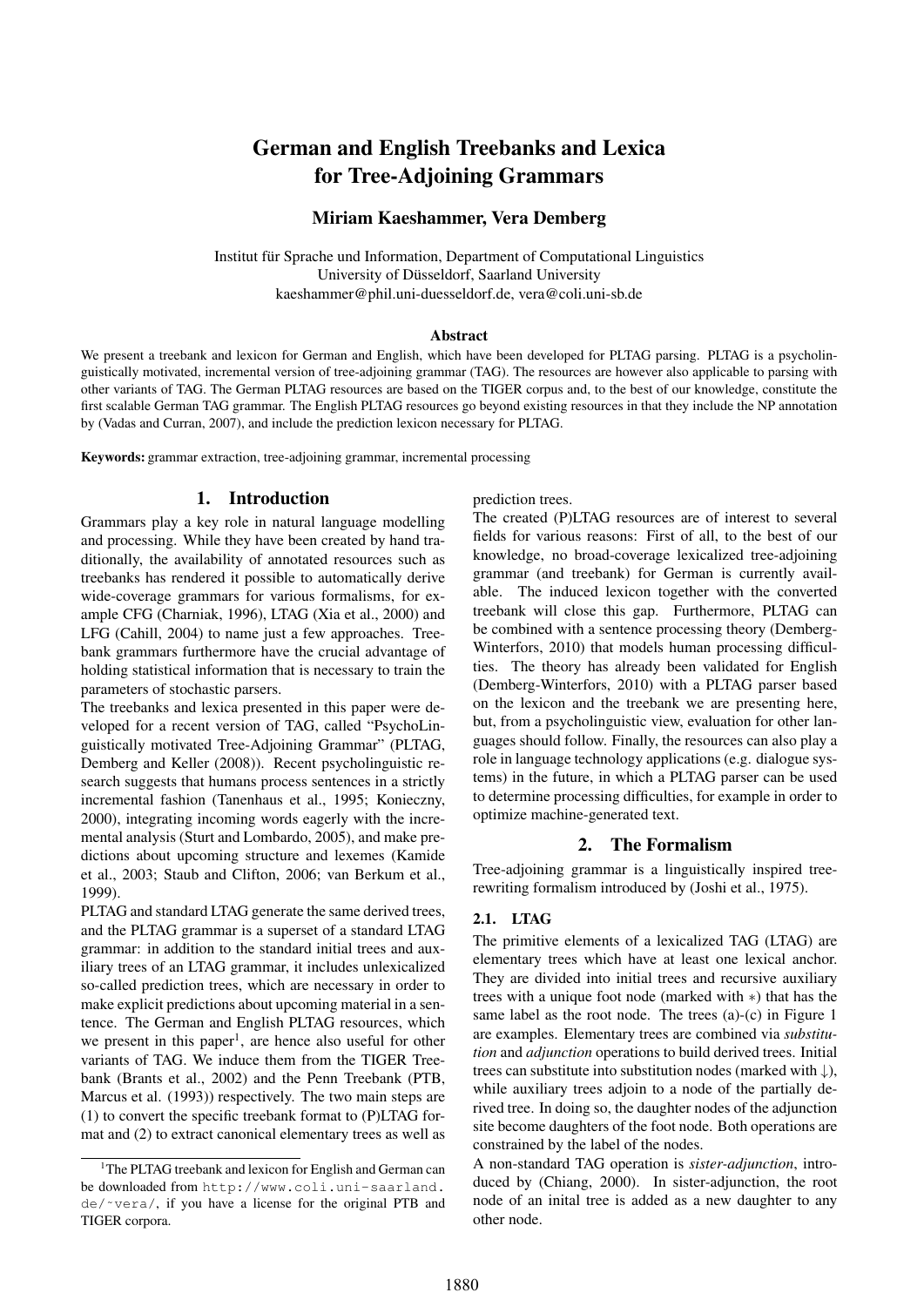# German and English Treebanks and Lexica for Tree-Adjoining Grammars

**Miriam Kaeshammer, Vera Demberg**

Institut für Sprache und Information, Department of Computational Linguistics
University of Düsseldorf, Saarland University
kaeshammer@phil.uni-duesseldorf.de, vera@coli.uni-sb.de

### Abstract

We present a treebank and lexicon for German and English, which have been developed for PLTAG parsing. PLTAG is a psycholinguistically motivated, incremental version of tree-adjoining grammar (TAG). The resources are however also applicable to parsing with other variants of TAG. The German PLTAG resources are based on the TIGER corpus and, to the best of our knowledge, constitute the first scalable German TAG grammar. The English PLTAG resources go beyond existing resources in that they include the NP annotation by (Vadas and Curran, 2007), and include the prediction lexicon necessary for PLTAG.

**Keywords:** grammar extraction, tree-adjoining grammar, incremental processing

## 1. Introduction

Grammars play a key role in natural language modelling and processing. While they have been created by hand traditionally, the availability of annotated resources such as treebanks has rendered it possible to automatically derive wide-coverage grammars for various formalisms, for example CFG (Charniak, 1996), LTAG (Xia et al., 2000) and LFG (Cahill, 2004) to name just a few approaches. Treebank grammars furthermore have the crucial advantage of holding statistical information that is necessary to train the parameters of stochastic parsers.

The treebanks and lexica presented in this paper were developed for a recent version of TAG, called "PsychoLinguistically motivated Tree-Adjoining Grammar" (PLTAG, Demberg and Keller (2008)). Recent psycholinguistic research suggests that humans process sentences in a strictly incremental fashion (Tanenhaus et al., 1995; Konieczny, 2000), integrating incoming words eagerly with the incremental analysis (Sturt and Lombardo, 2005), and make predictions about upcoming structure and lexemes (Kamide et al., 2003; Staub and Clifton, 2006; van Berkum et al., 1999).

PLTAG and standard LTAG generate the same derived trees, and the PLTAG grammar is a superset of a standard LTAG grammar: in addition to the standard initial trees and auxiliary trees of an LTAG grammar, it includes unlexicalized so-called prediction trees, which are necessary in order to make explicit predictions about upcoming material in a sentence. The German and English PLTAG resources, which we present in this paper[1], are hence also useful for other variants of TAG. We induce them from the TIGER Treebank (Brants et al., 2002) and the Penn Treebank (PTB, Marcus et al. (1993)) respectively. The two main steps are (1) to convert the specific treebank format to (P)LTAG format and (2) to extract canonical elementary trees as well as prediction trees.

The created (P)LTAG resources are of interest to several fields for various reasons: First of all, to the best of our knowledge, no broad-coverage lexicalized tree-adjoining grammar (and treebank) for German is currently available. The induced lexicon together with the converted treebank will close this gap. Furthermore, PLTAG can be combined with a sentence processing theory (Demberg-Winterfors, 2010) that models human processing difficulties. The theory has already been validated for English (Demberg-Winterfors, 2010) with a PLTAG parser based on the lexicon and the treebank we are presenting here, but, from a psycholinguistic view, evaluation for other languages should follow. Finally, the resources can also play a role in language technology applications (e.g. dialogue systems) in the future, in which a PLTAG parser can be used to determine processing difficulties, for example in order to optimize machine-generated text.

## 2. The Formalism

Tree-adjoining grammar is a linguistically inspired tree-rewriting formalism introduced by (Joshi et al., 1975).

### 2.1. LTAG

The primitive elements of a lexicalized TAG (LTAG) are elementary trees which have at least one lexical anchor. They are divided into initial trees and recursive auxiliary trees with a unique foot node (marked with $*$) that has the same label as the root node. The trees (a)-(c) in Figure 1 are examples. Elementary trees are combined via *substitution* and *adjunction* operations to build derived trees. Initial trees can substitute into substitution nodes (marked with $\downarrow$), while auxiliary trees adjoin to a node of the partially derived tree. In doing so, the daughter nodes of the adjunction site become daughters of the foot node. Both operations are constrained by the label of the nodes.

A non-standard TAG operation is *sister-adjunction*, introduced by (Chiang, 2000). In sister-adjunction, the root node of an inital tree is added as a new daughter to any other node.

[1]The PLTAG treebank and lexicon for English and German can be downloaded from http://www.coli.uni-saarland.de/~vera/, if you have a license for the original PTB and TIGER corpora.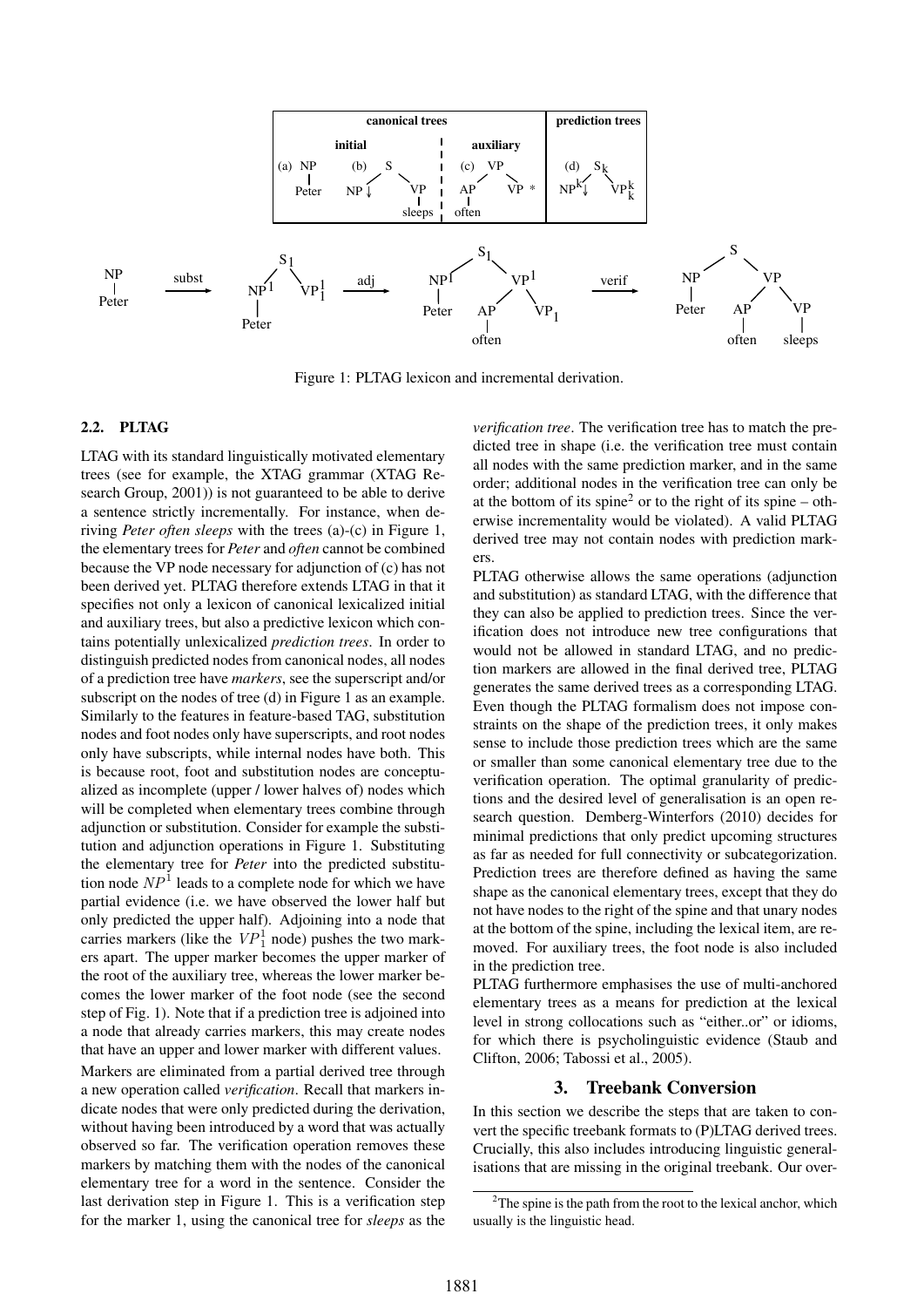Figure 1: PLTAG lexicon and incremental derivation.

### 2.2. PLTAG

LTAG with its standard linguistically motivated elementary trees (see for example, the XTAG grammar (XTAG Research Group, 2001)) is not guaranteed to be able to derive a sentence strictly incrementally. For instance, when deriving *Peter often sleeps* with the trees (a)-(c) in Figure 1, the elementary trees for *Peter* and *often* cannot be combined because the VP node necessary for adjunction of (c) has not been derived yet. PLTAG therefore extends LTAG in that it specifies not only a lexicon of canonical lexicalized initial and auxiliary trees, but also a predictive lexicon which contains potentially unlexicalized *prediction trees*. In order to distinguish predicted nodes from canonical nodes, all nodes of a prediction tree have *markers*, see the superscript and/or subscript on the nodes of tree (d) in Figure 1 as an example. Similarly to the features in feature-based TAG, substitution nodes and foot nodes only have superscripts, and root nodes only have subscripts, while internal nodes have both. This is because root, foot and substitution nodes are conceptualized as incomplete (upper / lower halves of) nodes which will be completed when elementary trees combine through adjunction or substitution. Consider for example the substitution and adjunction operations in Figure 1. Substituting the elementary tree for *Peter* into the predicted substitution node $NP^1$ leads to a complete node for which we have partial evidence (i.e. we have observed the lower half but only predicted the upper half). Adjoining into a node that carries markers (like the $VP^1_1$ node) pushes the two markers apart. The upper marker becomes the upper marker of the root of the auxiliary tree, whereas the lower marker becomes the lower marker of the foot node (see the second step of Fig. 1). Note that if a prediction tree is adjoined into a node that already carries markers, this may create nodes that have an upper and lower marker with different values.

Markers are eliminated from a partial derived tree through a new operation called *verification*. Recall that markers indicate nodes that were only predicted during the derivation, without having been introduced by a word that was actually observed so far. The verification operation removes these markers by matching them with the nodes of the canonical elementary tree for a word in the sentence. Consider the last derivation step in Figure 1. This is a verification step for the marker 1, using the canonical tree for *sleeps* as the *verification tree*. The verification tree has to match the predicted tree in shape (i.e. the verification tree must contain all nodes with the same prediction marker, and in the same order; additional nodes in the verification tree can only be at the bottom of its spine[2] or to the right of its spine – otherwise incrementality would be violated). A valid PLTAG derived tree may not contain nodes with prediction markers.

PLTAG otherwise allows the same operations (adjunction and substitution) as standard LTAG, with the difference that they can also be applied to prediction trees. Since the verification does not introduce new tree configurations that would not be allowed in standard LTAG, and no prediction markers are allowed in the final derived tree, PLTAG generates the same derived trees as a corresponding LTAG. Even though the PLTAG formalism does not impose constraints on the shape of the prediction trees, it only makes sense to include those prediction trees which are the same or smaller than some canonical elementary tree due to the verification operation. The optimal granularity of predictions and the desired level of generalisation is an open research question. Demberg-Winterfors (2010) decides for minimal predictions that only predict upcoming structures as far as needed for full connectivity or subcategorization. Prediction trees are therefore defined as having the same shape as the canonical elementary trees, except that they do not have nodes to the right of the spine and that unary nodes at the bottom of the spine, including the lexical item, are removed. For auxiliary trees, the foot node is also included in the prediction tree.

PLTAG furthermore emphasises the use of multi-anchored elementary trees as a means for prediction at the lexical level in strong collocations such as "either..or" or idioms, for which there is psycholinguistic evidence (Staub and Clifton, 2006; Tabossi et al., 2005).

## 3. Treebank Conversion

In this section we describe the steps that are taken to convert the specific treebank formats to (P)LTAG derived trees. Crucially, this also includes introducing linguistic generalisations that are missing in the original treebank. Our over-

[2]The spine is the path from the root to the lexical anchor, which usually is the linguistic head.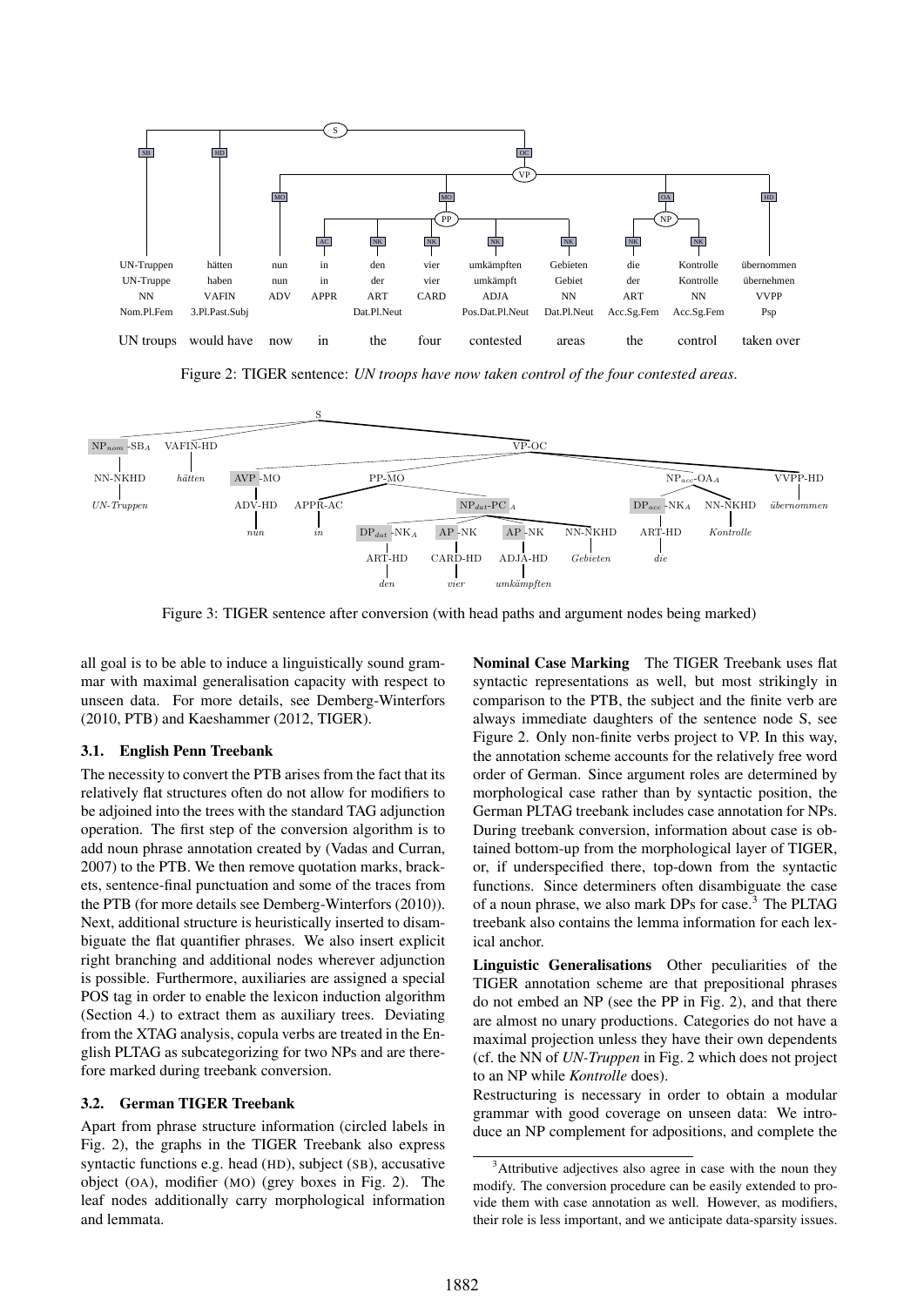Figure 2: TIGER sentence: *UN troops have now taken control of the four contested areas.*

Figure 3: TIGER sentence after conversion (with head paths and argument nodes being marked)

all goal is to be able to induce a linguistically sound grammar with maximal generalisation capacity with respect to unseen data. For more details, see Demberg-Winterfors (2010, PTB) and Kaeshammer (2012, TIGER).

### 3.1. English Penn Treebank

The necessity to convert the PTB arises from the fact that its relatively flat structures often do not allow for modifiers to be adjoined into the trees with the standard TAG adjunction operation. The first step of the conversion algorithm is to add noun phrase annotation created by (Vadas and Curran, 2007) to the PTB. We then remove quotation marks, brackets, sentence-final punctuation and some of the traces from the PTB (for more details see Demberg-Winterfors (2010)). Next, additional structure is heuristically inserted to disambiguate the flat quantifier phrases. We also insert explicit right branching and additional nodes wherever adjunction is possible. Furthermore, auxiliaries are assigned a special POS tag in order to enable the lexicon induction algorithm (Section 4.) to extract them as auxiliary trees. Deviating from the XTAG analysis, copula verbs are treated in the English PLTAG as subcategorizing for two NPs and are therefore marked during treebank conversion.

### 3.2. German TIGER Treebank

Apart from phrase structure information (circled labels in Fig. 2), the graphs in the TIGER Treebank also express syntactic functions e.g. head (HD), subject (SB), accusative object (OA), modifier (MO) (grey boxes in Fig. 2). The leaf nodes additionally carry morphological information and lemmata.

**Nominal Case Marking** The TIGER Treebank uses flat syntactic representations as well, but most strikingly in comparison to the PTB, the subject and the finite verb are always immediate daughters of the sentence node S, see Figure 2. Only non-finite verbs project to VP. In this way, the annotation scheme accounts for the relatively free word order of German. Since argument roles are determined by morphological case rather than by syntactic position, the German PLTAG treebank includes case annotation for NPs. During treebank conversion, information about case is obtained bottom-up from the morphological layer of TIGER, or, if underspecified there, top-down from the syntactic functions. Since determiners often disambiguate the case of a noun phrase, we also mark DPs for case.[3] The PLTAG treebank also contains the lemma information for each lexical anchor.

**Linguistic Generalisations** Other peculiarities of the TIGER annotation scheme are that prepositional phrases do not embed an NP (see the PP in Fig. 2), and that there are almost no unary productions. Categories do not have a maximal projection unless they have their own dependents (cf. the NN of *UN-Truppen* in Fig. 2 which does not project to an NP while *Kontrolle* does).

Restructuring is necessary in order to obtain a modular grammar with good coverage on unseen data: We introduce an NP complement for adpositions, and complete the

[3] Attributive adjectives also agree in case with the noun they modify. The conversion procedure can be easily extended to provide them with case annotation as well. However, as modifiers, their role is less important, and we anticipate data-sparsity issues.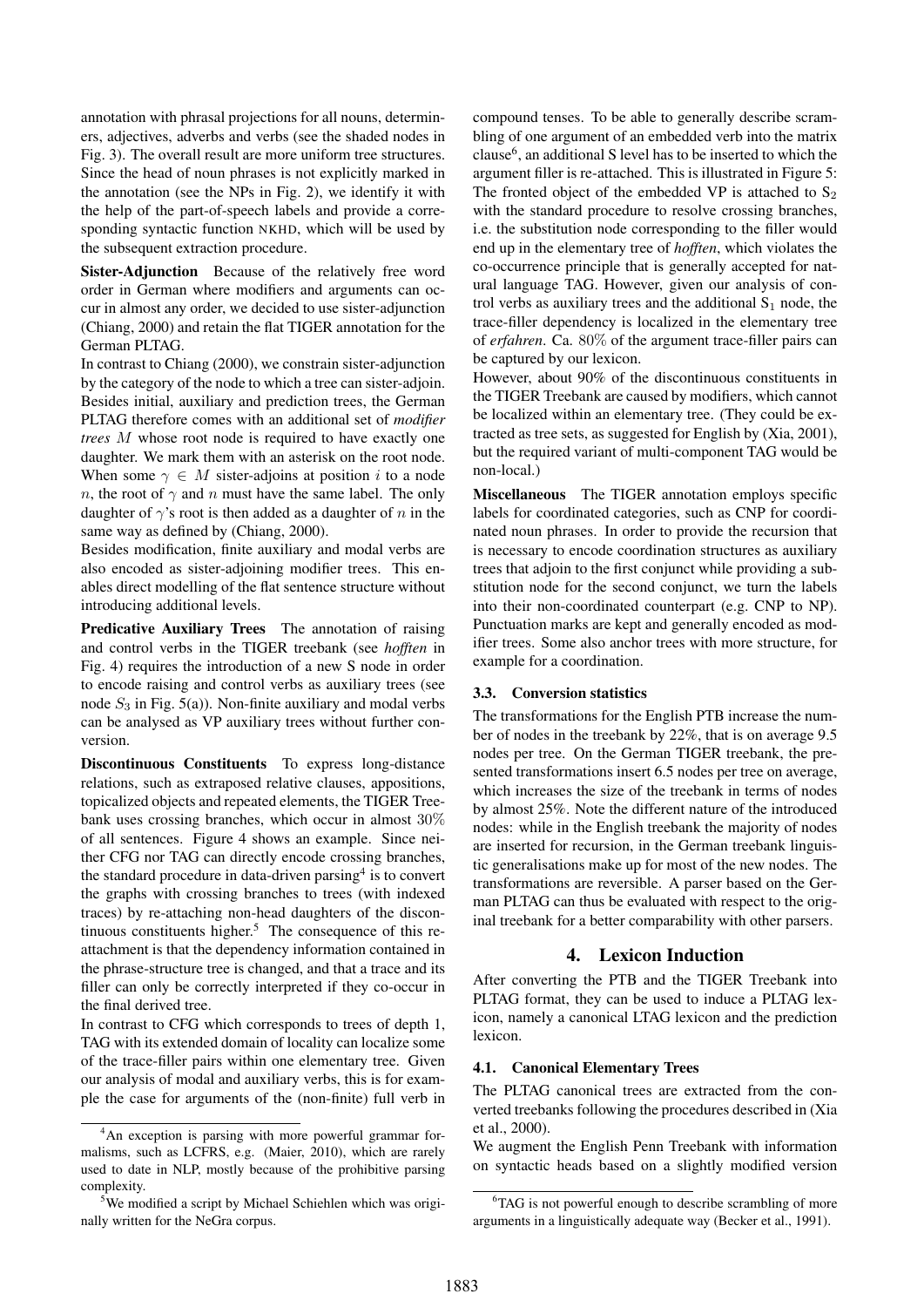annotation with phrasal projections for all nouns, determiners, adjectives, adverbs and verbs (see the shaded nodes in Fig. 3). The overall result are more uniform tree structures. Since the head of noun phrases is not explicitly marked in the annotation (see the NPs in Fig. 2), we identify it with the help of the part-of-speech labels and provide a corresponding syntactic function NKHD, which will be used by the subsequent extraction procedure.

**Sister-Adjunction** Because of the relatively free word order in German where modifiers and arguments can occur in almost any order, we decided to use sister-adjunction (Chiang, 2000) and retain the flat TIGER annotation for the German PLTAG.

In contrast to Chiang (2000), we constrain sister-adjunction by the category of the node to which a tree can sister-adjoin. Besides initial, auxiliary and prediction trees, the German PLTAG therefore comes with an additional set of *modifier trees* $M$ whose root node is required to have exactly one daughter. We mark them with an asterisk on the root node. When some $\gamma \in M$ sister-adjoins at position $i$ to a node $n$, the root of $\gamma$ and $n$ must have the same label. The only daughter of $\gamma$'s root is then added as a daughter of $n$ in the same way as defined by (Chiang, 2000).

Besides modification, finite auxiliary and modal verbs are also encoded as sister-adjoining modifier trees. This enables direct modelling of the flat sentence structure without introducing additional levels.

**Predicative Auxiliary Trees** The annotation of raising and control verbs in the TIGER treebank (see *hofften* in Fig. 4) requires the introduction of a new S node in order to encode raising and control verbs as auxiliary trees (see node $S_3$ in Fig. 5(a)). Non-finite auxiliary and modal verbs can be analysed as VP auxiliary trees without further conversion.

**Discontinuous Constituents** To express long-distance relations, such as extraposed relative clauses, appositions, topicalized objects and repeated elements, the TIGER Treebank uses crossing branches, which occur in almost 30% of all sentences. Figure 4 shows an example. Since neither CFG nor TAG can directly encode crossing branches, the standard procedure in data-driven parsing[4] is to convert the graphs with crossing branches to trees (with indexed traces) by re-attaching non-head daughters of the discontinuous constituents higher.[5] The consequence of this re-attachment is that the dependency information contained in the phrase-structure tree is changed, and that a trace and its filler can only be correctly interpreted if they co-occur in the final derived tree.

In contrast to CFG which corresponds to trees of depth 1, TAG with its extended domain of locality can localize some of the trace-filler pairs within one elementary tree. Given our analysis of modal and auxiliary verbs, this is for example the case for arguments of the (non-finite) full verb in compound tenses. To be able to generally describe scrambling of one argument of an embedded verb into the matrix clause[6], an additional S level has to be inserted to which the argument filler is re-attached. This is illustrated in Figure 5: The fronted object of the embedded VP is attached to $S_2$ with the standard procedure to resolve crossing branches, i.e. the substitution node corresponding to the filler would end up in the elementary tree of *hofften*, which violates the co-occurrence principle that is generally accepted for natural language TAG. However, given our analysis of control verbs as auxiliary trees and the additional $S_1$ node, the trace-filler dependency is localized in the elementary tree of *erfahren*. Ca. 80% of the argument trace-filler pairs can be captured by our lexicon.

However, about 90% of the discontinuous constituents in the TIGER Treebank are caused by modifiers, which cannot be localized within an elementary tree. (They could be extracted as tree sets, as suggested for English by (Xia, 2001), but the required variant of multi-component TAG would be non-local.)

**Miscellaneous** The TIGER annotation employs specific labels for coordinated categories, such as CNP for coordinated noun phrases. In order to provide the recursion that is necessary to encode coordination structures as auxiliary trees that adjoin to the first conjunct while providing a substitution node for the second conjunct, we turn the labels into their non-coordinated counterpart (e.g. CNP to NP). Punctuation marks are kept and generally encoded as modifier trees. Some also anchor trees with more structure, for example for a coordination.

### 3.3. Conversion statistics

The transformations for the English PTB increase the number of nodes in the treebank by 22%, that is on average 9.5 nodes per tree. On the German TIGER treebank, the presented transformations insert 6.5 nodes per tree on average, which increases the size of the treebank in terms of nodes by almost 25%. Note the different nature of the introduced nodes: while in the English treebank the majority of nodes are inserted for recursion, in the German treebank linguistic generalisations make up for most of the new nodes. The transformations are reversible. A parser based on the German PLTAG can thus be evaluated with respect to the original treebank for a better comparability with other parsers.

## 4. Lexicon Induction

After converting the PTB and the TIGER Treebank into PLTAG format, they can be used to induce a PLTAG lexicon, namely a canonical LTAG lexicon and the prediction lexicon.

### 4.1. Canonical Elementary Trees

The PLTAG canonical trees are extracted from the converted treebanks following the procedures described in (Xia et al., 2000).

We augment the English Penn Treebank with information on syntactic heads based on a slightly modified version

[4] An exception is parsing with more powerful grammar formalisms, such as LCFRS, e.g. (Maier, 2010), which are rarely used to date in NLP, mostly because of the prohibitive parsing complexity.

[5] We modified a script by Michael Schiehlen which was originally written for the NeGra corpus.

[6] TAG is not powerful enough to describe scrambling of more arguments in a linguistically adequate way (Becker et al., 1991).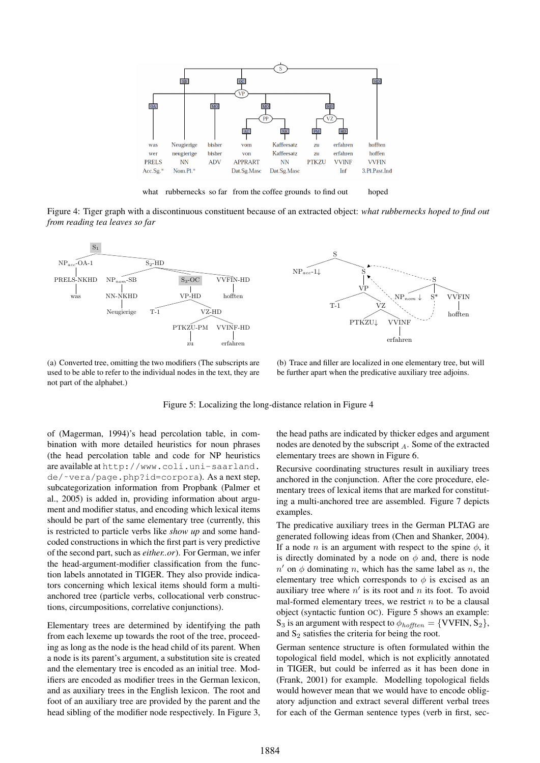Figure 4: Tiger graph with a discontinuous constituent because of an extracted object: *what rubbernecks hoped to find out from reading tea leaves so far*

(a) Converted tree, omitting the two modifiers (The subscripts are used to be able to refer to the individual nodes in the text, they are not part of the alphabet.)

(b) Trace and filler are localized in one elementary tree, but will be further apart when the predicative auxiliary tree adjoins.

Figure 5: Localizing the long-distance relation in Figure 4

of (Magerman, 1994)'s head percolation table, in combination with more detailed heuristics for noun phrases (the head percolation table and code for NP heuristics are available at `http://www.coli.uni-saarland.de/~vera/page.php?id=corpora`). As a next step, subcategorization information from Propbank (Palmer et al., 2005) is added in, providing information about argument and modifier status, and encoding which lexical items should be part of the same elementary tree (currently, this is restricted to particle verbs like *show up* and some hand-coded constructions in which the first part is very predictive of the second part, such as *either..or*). For German, we infer the head-argument-modifier classification from the function labels annotated in TIGER. They also provide indicators concerning which lexical items should form a multi-anchored tree (particle verbs, collocational verb constructions, circumpositions, correlative conjunctions).

Elementary trees are determined by identifying the path from each lexeme up towards the root of the tree, proceeding as long as the node is the head child of its parent. When a node is its parent's argument, a substitution site is created and the elementary tree is encoded as an initial tree. Modifiers are encoded as modifier trees in the German lexicon, and as auxiliary trees in the English lexicon. The root and foot of an auxiliary tree are provided by the parent and the head sibling of the modifier node respectively. In Figure 3, the head paths are indicated by thicker edges and argument nodes are denoted by the subscript $_A$. Some of the extracted elementary trees are shown in Figure 6.

Recursive coordinating structures result in auxiliary trees anchored in the conjunction. After the core procedure, elementary trees of lexical items that are marked for constituting a multi-anchored tree are assembled. Figure 7 depicts examples.

The predicative auxiliary trees in the German PLTAG are generated following ideas from (Chen and Shanker, 2004). If a node $n$ is an argument with respect to the spine $\phi$, it is directly dominated by a node on $\phi$ and, there is node $n'$ on $\phi$ dominating $n$, which has the same label as $n$, the elementary tree which corresponds to $\phi$ is excised as an auxiliary tree where $n'$ is its root and $n$ its foot. To avoid mal-formed elementary trees, we restrict $n$ to be a clausal object (syntactic funtion OC). Figure 5 shows an example: $S_3$ is an argument with respect to $\phi_{hofften} = \{\text{VVFIN}, S_2\}$, and $S_2$ satisfies the criteria for being the root.

German sentence structure is often formulated within the topological field model, which is not explicitly annotated in TIGER, but could be inferred as it has been done in (Frank, 2001) for example. Modelling topological fields would however mean that we would have to encode obligatory adjunction and extract several different verbal trees for each of the German sentence types (verb in first, sec-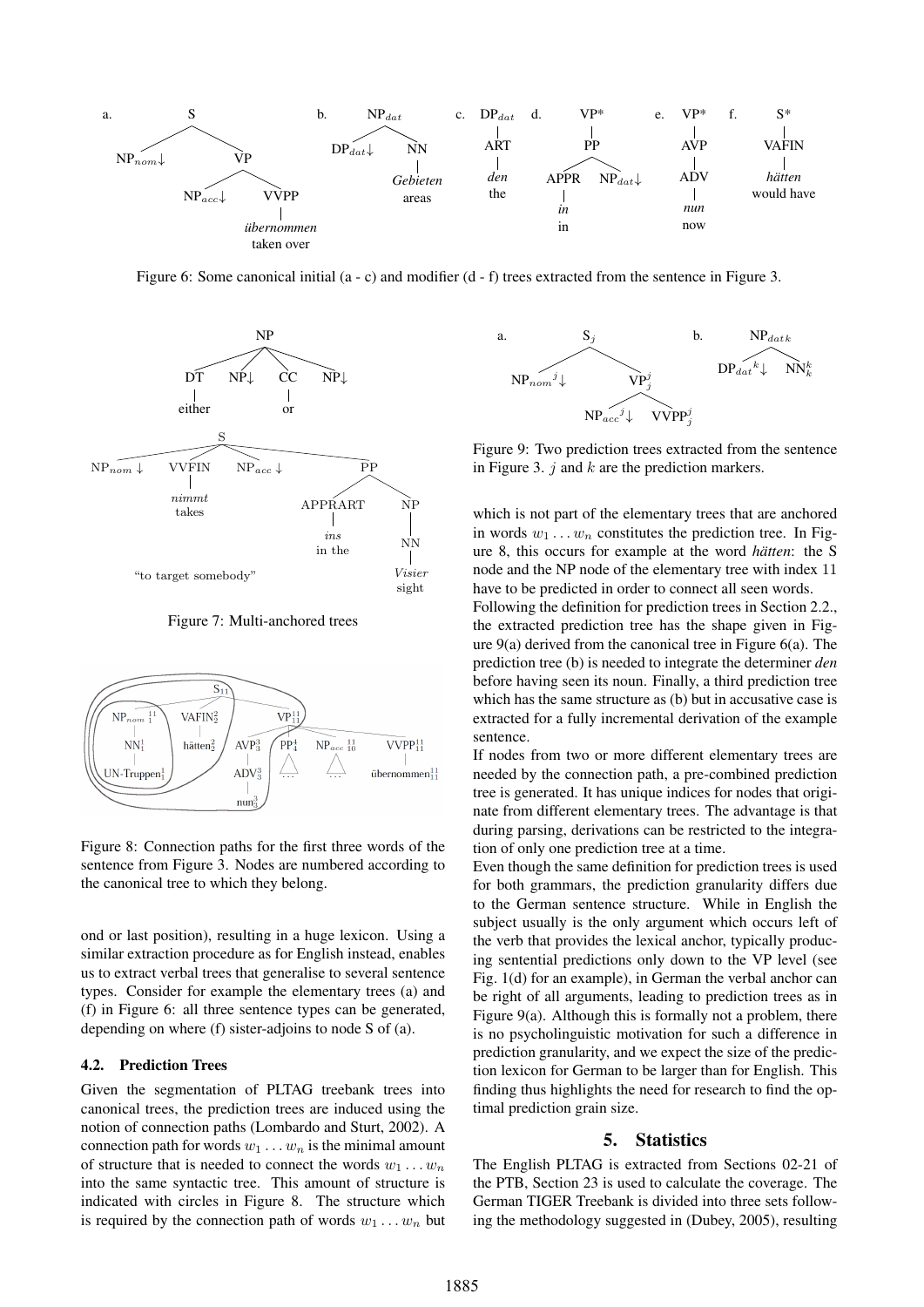Figure 6: Some canonical initial (a - c) and modifier (d - f) trees extracted from the sentence in Figure 3.

Figure 7: Multi-anchored trees

Figure 8: Connection paths for the first three words of the sentence from Figure 3. Nodes are numbered according to the canonical tree to which they belong.

ond or last position), resulting in a huge lexicon. Using a similar extraction procedure as for English instead, enables us to extract verbal trees that generalise to several sentence types. Consider for example the elementary trees (a) and (f) in Figure 6: all three sentence types can be generated, depending on where (f) sister-adjoins to node S of (a).

### 4.2. Prediction Trees

Given the segmentation of PLTAG treebank trees into canonical trees, the prediction trees are induced using the notion of connection paths (Lombardo and Sturt, 2002). A connection path for words $w_1 \dots w_n$ is the minimal amount of structure that is needed to connect the words $w_1 \dots w_n$ into the same syntactic tree. This amount of structure is indicated with circles in Figure 8. The structure which is required by the connection path of words $w_1 \dots w_n$ but which is not part of the elementary trees that are anchored in words $w_1 \dots w_n$ constitutes the prediction tree. In Figure 8, this occurs for example at the word *hätten*: the S node and the NP node of the elementary tree with index 11 have to be predicted in order to connect all seen words.

Following the definition for prediction trees in Section 2.2., the extracted prediction tree has the shape given in Figure 9(a) derived from the canonical tree in Figure 6(a). The prediction tree (b) is needed to integrate the determiner *den* before having seen its noun. Finally, a third prediction tree which has the same structure as (b) but in accusative case is extracted for a fully incremental derivation of the example sentence.

If nodes from two or more different elementary trees are needed by the connection path, a pre-combined prediction tree is generated. It has unique indices for nodes that originate from different elementary trees. The advantage is that during parsing, derivations can be restricted to the integration of only one prediction tree at a time.

Even though the same definition for prediction trees is used for both grammars, the prediction granularity differs due to the German sentence structure. While in English the subject usually is the only argument which occurs left of the verb that provides the lexical anchor, typically producing sentential predictions only down to the VP level (see Fig. 1(d) for an example), in German the verbal anchor can be right of all arguments, leading to prediction trees as in Figure 9(a). Although this is formally not a problem, there is no psycholinguistic motivation for such a difference in prediction granularity, and we expect the size of the prediction lexicon for German to be larger than for English. This finding thus highlights the need for research to find the optimal prediction grain size.

Figure 9: Two prediction trees extracted from the sentence in Figure 3. $j$ and $k$ are the prediction markers.

## 5. Statistics

The English PLTAG is extracted from Sections 02-21 of the PTB, Section 23 is used to calculate the coverage. The German TIGER Treebank is divided into three sets following the methodology suggested in (Dubey, 2005), resulting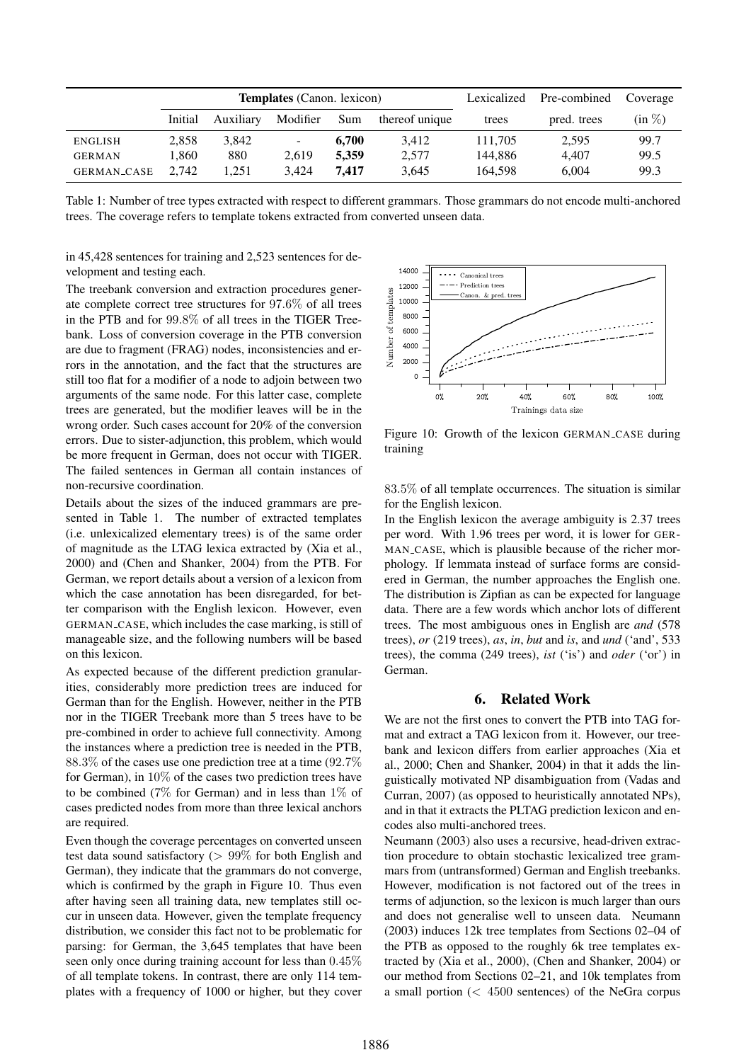|  | Templates (Canon. lexicon) |  |  |  |  | Lexicalized | Pre-combined | Coverage |
|---|---|---|---|---|---|---|---|---|
|  | Initial | Auxiliary | Modifier | Sum | thereof unique | trees | pred. trees | (in %) |
| ENGLISH | 2,858 | 3,842 | - | **6,700** | 3,412 | 111,705 | 2,595 | 99.7 |
| GERMAN | 1,860 | 880 | 2,619 | **5,359** | 2,577 | 144,886 | 4,407 | 99.5 |
| GERMAN_CASE | 2,742 | 1,251 | 3,424 | **7,417** | 3,645 | 164,598 | 6,004 | 99.3 |

Table 1: Number of tree types extracted with respect to different grammars. Those grammars do not encode multi-anchored trees. The coverage refers to template tokens extracted from converted unseen data.

in 45,428 sentences for training and 2,523 sentences for development and testing each.

The treebank conversion and extraction procedures generate complete correct tree structures for 97.6% of all trees in the PTB and for 99.8% of all trees in the TIGER Treebank. Loss of conversion coverage in the PTB conversion are due to fragment (FRAG) nodes, inconsistencies and errors in the annotation, and the fact that the structures are still too flat for a modifier of a node to adjoin between two arguments of the same node. For this latter case, complete trees are generated, but the modifier leaves will be in the wrong order. Such cases account for 20% of the conversion errors. Due to sister-adjunction, this problem, which would be more frequent in German, does not occur with TIGER. The failed sentences in German all contain instances of non-recursive coordination.

Details about the sizes of the induced grammars are presented in Table 1. The number of extracted templates (i.e. unlexicalized elementary trees) is of the same order of magnitude as the LTAG lexica extracted by (Xia et al., 2000) and (Chen and Shanker, 2004) from the PTB. For German, we report details about a version of a lexicon from which the case annotation has been disregarded, for better comparison with the English lexicon. However, even GERMAN_CASE, which includes the case marking, is still of manageable size, and the following numbers will be based on this lexicon.

As expected because of the different prediction granularities, considerably more prediction trees are induced for German than for the English. However, neither in the PTB nor in the TIGER Treebank more than 5 trees have to be pre-combined in order to achieve full connectivity. Among the instances where a prediction tree is needed in the PTB, 88.3% of the cases use one prediction tree at a time (92.7% for German), in 10% of the cases two prediction trees have to be combined (7% for German) and in less than 1% of cases predicted nodes from more than three lexical anchors are required.

Even though the coverage percentages on converted unseen test data sound satisfactory (> 99% for both English and German), they indicate that the grammars do not converge, which is confirmed by the graph in Figure 10. Thus even after having seen all training data, new templates still occur in unseen data. However, given the template frequency distribution, we consider this fact not to be problematic for parsing: for German, the 3,645 templates that have been seen only once during training account for less than 0.45% of all template tokens. In contrast, there are only 114 templates with a frequency of 1000 or higher, but they cover 83.5% of all template occurrences. The situation is similar for the English lexicon.

Figure 10: Growth of the lexicon GERMAN_CASE during training

In the English lexicon the average ambiguity is 2.37 trees per word. With 1.96 trees per word, it is lower for GERMAN_CASE, which is plausible because of the richer morphology. If lemmata instead of surface forms are considered in German, the number approaches the English one. The distribution is Zipfian as can be expected for language data. There are a few words which anchor lots of different trees. The most ambiguous ones in English are *and* (578 trees), *or* (219 trees), *as*, *in*, *but* and *is*, and *und* ('and', 533 trees), the comma (249 trees), *ist* ('is') and *oder* ('or') in German.

## 6. Related Work

We are not the first ones to convert the PTB into TAG format and extract a TAG lexicon from it. However, our treebank and lexicon differs from earlier approaches (Xia et al., 2000; Chen and Shanker, 2004) in that it adds the linguistically motivated NP disambiguation from (Vadas and Curran, 2007) (as opposed to heuristically annotated NPs), and in that it extracts the PLTAG prediction lexicon and encodes also multi-anchored trees.

Neumann (2003) also uses a recursive, head-driven extraction procedure to obtain stochastic lexicalized tree grammars from (untransformed) German and English treebanks. However, modification is not factored out of the trees in terms of adjunction, so the lexicon is much larger than ours and does not generalise well to unseen data. Neumann (2003) induces 12k tree templates from Sections 02–04 of the PTB as opposed to the roughly 6k tree templates extracted by (Xia et al., 2000), (Chen and Shanker, 2004) or our method from Sections 02–21, and 10k templates from a small portion (< 4500 sentences) of the NeGra corpus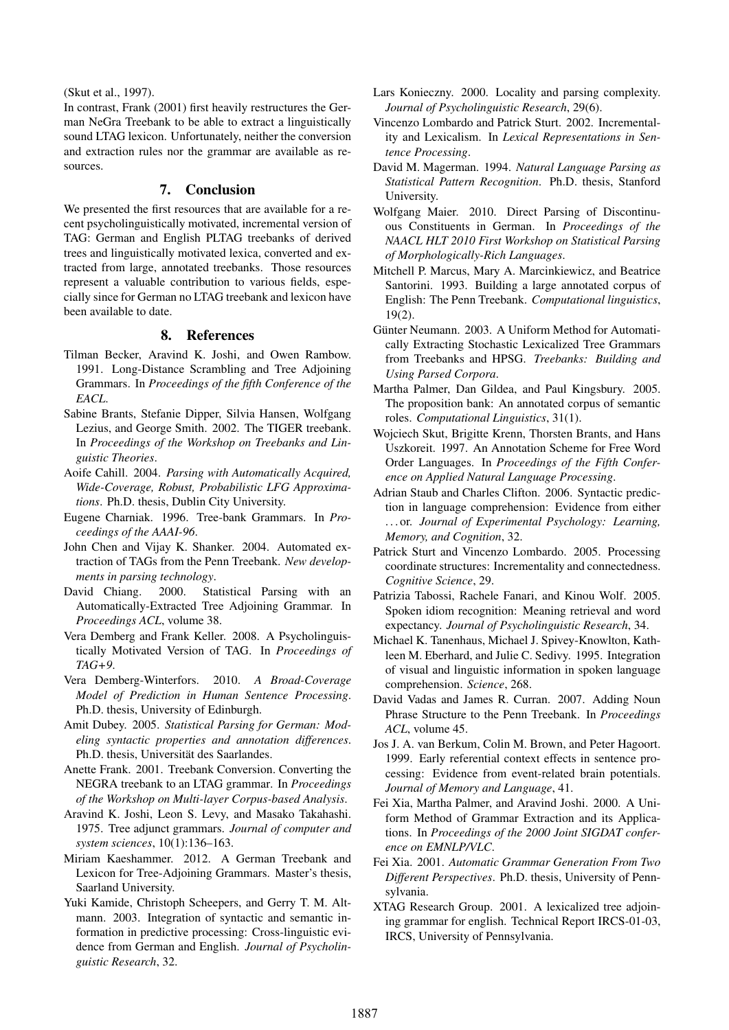(Skut et al., 1997).

In contrast, Frank (2001) first heavily restructures the German NeGra Treebank to be able to extract a linguistically sound LTAG lexicon. Unfortunately, neither the conversion and extraction rules nor the grammar are available as resources.

## 7. Conclusion

We presented the first resources that are available for a recent psycholinguistically motivated, incremental version of TAG: German and English PLTAG treebanks of derived trees and linguistically motivated lexica, converted and extracted from large, annotated treebanks. Those resources represent a valuable contribution to various fields, especially since for German no LTAG treebank and lexicon have been available to date.

## 8. References

Tilman Becker, Aravind K. Joshi, and Owen Rambow. 1991. Long-Distance Scrambling and Tree Adjoining Grammars. In *Proceedings of the fifth Conference of the EACL*.

Sabine Brants, Stefanie Dipper, Silvia Hansen, Wolfgang Lezius, and George Smith. 2002. The TIGER treebank. In *Proceedings of the Workshop on Treebanks and Linguistic Theories*.

Aoife Cahill. 2004. *Parsing with Automatically Acquired, Wide-Coverage, Robust, Probabilistic LFG Approximations*. Ph.D. thesis, Dublin City University.

Eugene Charniak. 1996. Tree-bank Grammars. In *Proceedings of the AAAI-96*.

John Chen and Vijay K. Shanker. 2004. Automated extraction of TAGs from the Penn Treebank. *New developments in parsing technology*.

David Chiang. 2000. Statistical Parsing with an Automatically-Extracted Tree Adjoining Grammar. In *Proceedings ACL*, volume 38.

Vera Demberg and Frank Keller. 2008. A Psycholinguistically Motivated Version of TAG. In *Proceedings of TAG+9*.

Vera Demberg-Winterfors. 2010. *A Broad-Coverage Model of Prediction in Human Sentence Processing*. Ph.D. thesis, University of Edinburgh.

Amit Dubey. 2005. *Statistical Parsing for German: Modeling syntactic properties and annotation differences*. Ph.D. thesis, Universität des Saarlandes.

Anette Frank. 2001. Treebank Conversion. Converting the NEGRA treebank to an LTAG grammar. In *Proceedings of the Workshop on Multi-layer Corpus-based Analysis*.

Aravind K. Joshi, Leon S. Levy, and Masako Takahashi. 1975. Tree adjunct grammars. *Journal of computer and system sciences*, 10(1):136–163.

Miriam Kaeshammer. 2012. A German Treebank and Lexicon for Tree-Adjoining Grammars. Master's thesis, Saarland University.

Yuki Kamide, Christoph Scheepers, and Gerry T. M. Altmann. 2003. Integration of syntactic and semantic information in predictive processing: Cross-linguistic evidence from German and English. *Journal of Psycholinguistic Research*, 32.

Lars Konieczny. 2000. Locality and parsing complexity. *Journal of Psycholinguistic Research*, 29(6).

Vincenzo Lombardo and Patrick Sturt. 2002. Incrementality and Lexicalism. In *Lexical Representations in Sentence Processing*.

David M. Magerman. 1994. *Natural Language Parsing as Statistical Pattern Recognition*. Ph.D. thesis, Stanford University.

Wolfgang Maier. 2010. Direct Parsing of Discontinuous Constituents in German. In *Proceedings of the NAACL HLT 2010 First Workshop on Statistical Parsing of Morphologically-Rich Languages*.

Mitchell P. Marcus, Mary A. Marcinkiewicz, and Beatrice Santorini. 1993. Building a large annotated corpus of English: The Penn Treebank. *Computational linguistics*, 19(2).

Günter Neumann. 2003. A Uniform Method for Automatically Extracting Stochastic Lexicalized Tree Grammars from Treebanks and HPSG. *Treebanks: Building and Using Parsed Corpora*.

Martha Palmer, Dan Gildea, and Paul Kingsbury. 2005. The proposition bank: An annotated corpus of semantic roles. *Computational Linguistics*, 31(1).

Wojciech Skut, Brigitte Krenn, Thorsten Brants, and Hans Uszkoreit. 1997. An Annotation Scheme for Free Word Order Languages. In *Proceedings of the Fifth Conference on Applied Natural Language Processing*.

Adrian Staub and Charles Clifton. 2006. Syntactic prediction in language comprehension: Evidence from either ...or. *Journal of Experimental Psychology: Learning, Memory, and Cognition*, 32.

Patrick Sturt and Vincenzo Lombardo. 2005. Processing coordinate structures: Incrementality and connectedness. *Cognitive Science*, 29.

Patrizia Tabossi, Rachele Fanari, and Kinou Wolf. 2005. Spoken idiom recognition: Meaning retrieval and word expectancy. *Journal of Psycholinguistic Research*, 34.

Michael K. Tanenhaus, Michael J. Spivey-Knowlton, Kathleen M. Eberhard, and Julie C. Sedivy. 1995. Integration of visual and linguistic information in spoken language comprehension. *Science*, 268.

David Vadas and James R. Curran. 2007. Adding Noun Phrase Structure to the Penn Treebank. In *Proceedings ACL*, volume 45.

Jos J. A. van Berkum, Colin M. Brown, and Peter Hagoort. 1999. Early referential context effects in sentence processing: Evidence from event-related brain potentials. *Journal of Memory and Language*, 41.

Fei Xia, Martha Palmer, and Aravind Joshi. 2000. A Uniform Method of Grammar Extraction and its Applications. In *Proceedings of the 2000 Joint SIGDAT conference on EMNLP/VLC*.

Fei Xia. 2001. *Automatic Grammar Generation From Two Different Perspectives*. Ph.D. thesis, University of Pennsylvania.

XTAG Research Group. 2001. A lexicalized tree adjoining grammar for english. Technical Report IRCS-01-03, IRCS, University of Pennsylvania.